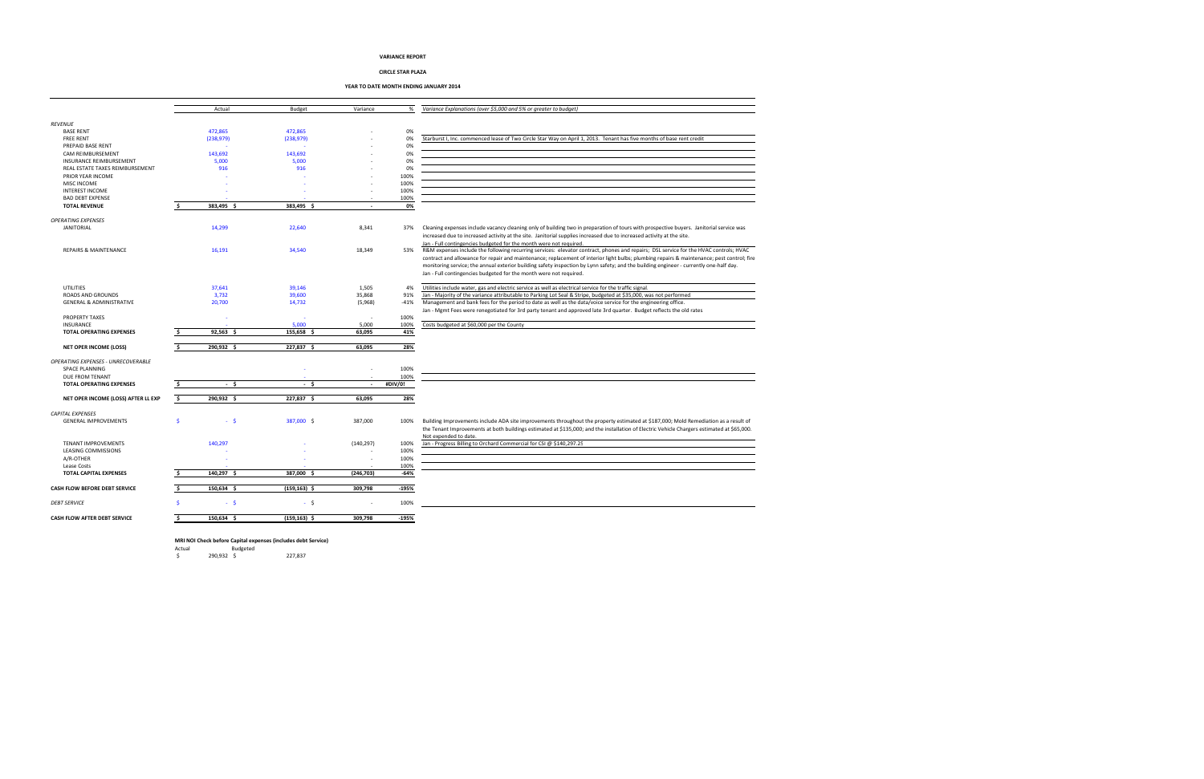**VARIANCE REPORT**

**CIRCLE STAR PLAZA**

**YEAR TO DATE MONTH ENDING JANUARY 2014**

| | Actual | Budget | Variance | % | *Variance Explanations (over $5,000 and 5% or greater to budget)* |
|---|---|---|---|---|---|
| *REVENUE* | | | | | |
| BASE RENT | 472,865 | 472,865 | - | 0% | |
| FREE RENT | (238,979) | (238,979) | - | 0% | Starburst I, Inc. commenced lease of Two Circle Star Way on April 1, 2013. Tenant has five months of base rent credit |
| PREPAID BASE RENT | - | - | - | 0% | |
| CAM REIMBURSEMENT | 143,692 | 143,692 | - | 0% | |
| INSURANCE REIMBURSEMENT | 5,000 | 5,000 | - | 0% | |
| REAL ESTATE TAXES REIMBURSEMENT | 916 | 916 | - | 0% | |
| PRIOR YEAR INCOME | - | - | - | 100% | |
| MISC INCOME | - | - | - | 100% | |
| INTEREST INCOME | - | - | - | 100% | |
| BAD DEBT EXPENSE | - | - | - | 100% | |
| **TOTAL REVENUE** | **$ 383,495** | **$ 383,495** | **$ -** | **0%** | |
| *OPERATING EXPENSES* | | | | | |
| JANITORIAL | 14,299 | 22,640 | 8,341 | 37% | Cleaning expenses include vacancy cleaning only of building two in preparation of tours with prospective buyers. Janitorial service was increased due to increased activity at the site. Janitorial supplies increased due to increased activity at the site. Jan - Full contingencies budgeted for the month were not required. |
| REPAIRS & MAINTENANCE | 16,191 | 34,540 | 18,349 | 53% | R&M expenses include the following recurring services: elevator contract, phones and repairs; DSL service for the HVAC controls; HVAC contract and allowance for repair and maintenance; replacement of interior light bulbs; plumbing repairs & maintenance; pest control; fire monitoring service; the annual exterior building safety inspection by Lynn safety; and the building engineer - currently one-half day. Jan - Full contingencies budgeted for the month were not required. |
| UTILITIES | 37,641 | 39,146 | 1,505 | 4% | Utilities include water, gas and electric service as well as electrical service for the traffic signal |
| ROADS AND GROUNDS | 3,732 | 39,600 | 35,868 | 91% | Jan - Majority of the variance attributable to Parking Lot Seal & Stripe, budgeted at $35,000, was not performed |
| GENERAL & ADMINISTRATIVE | 20,700 | 14,732 | (5,968) | -41% | Management and bank fees for the period to date as well as the data/voice service for the engineering office. Jan - Mgmt Fees were renegotiated for 3rd party tenant and approved late 3rd quarter. Budget reflects the old rates |
| PROPERTY TAXES | - | - | - | 100% | |
| INSURANCE | - | 5,000 | 5,000 | 100% | Costs budgeted at $60,000 per the County |
| **TOTAL OPERATING EXPENSES** | **$ 92,563** | **$ 155,658** | **$ 63,095** | **41%** | |
| **NET OPER INCOME (LOSS)** | **$ 290,932** | **$ 227,837** | **$ 63,095** | **28%** | |
| *OPERATING EXPENSES - UNRECOVERABLE* | | | | | |
| SPACE PLANNING | - | - | - | 100% | |
| DUE FROM TENANT | - | - | - | 100% | |
| **TOTAL OPERATING EXPENSES** | **$ -** | **$ -** | **$ -** | **#DIV/0!** | |
| **NET OPER INCOME (LOSS) AFTER LL EXP** | **$ 290,932** | **$ 227,837** | **$ 63,095** | **28%** | |
| *CAPITAL EXPENSES* | | | | | |
| GENERAL IMPROVEMENTS | $ - | $ 387,000 | $ 387,000 | 100% | Building Improvements include ADA site improvements throughout the property estimated at $187,000; Mold Remediation as a result of the Tenant Improvements at both buildings estimated at $135,000; and the installation of Electric Vehicle Chargers estimated at $65,000. Not expended to date. |
| TENANT IMPROVEMENTS | 140,297 | - | (140,297) | 100% | Jan - Progress Billing to Orchard Commercial for CSI @ $140,297.25 |
| LEASING COMMISSIONS | - | - | - | 100% | |
| A/R-OTHER | - | - | - | 100% | |
| Lease Costs | - | - | - | 100% | |
| **TOTAL CAPITAL EXPENSES** | **$ 140,297** | **$ 387,000** | **$ (246,703)** | **-64%** | |
| **CASH FLOW BEFORE DEBT SERVICE** | **$ 150,634** | **$ (159,163)** | **$ 309,798** | **-195%** | |
| *DEBT SERVICE* | $ - | $ - | $ - | 100% | |
| **CASH FLOW AFTER DEBT SERVICE** | **$ 150,634** | **$ (159,163)** | **$ 309,798** | **-195%** | |

**MRI NOI Check before Capital expenses (includes debt Service)**

| Actual | Budgeted |
|---|---|
| $ 290,932 | $ 227,837 |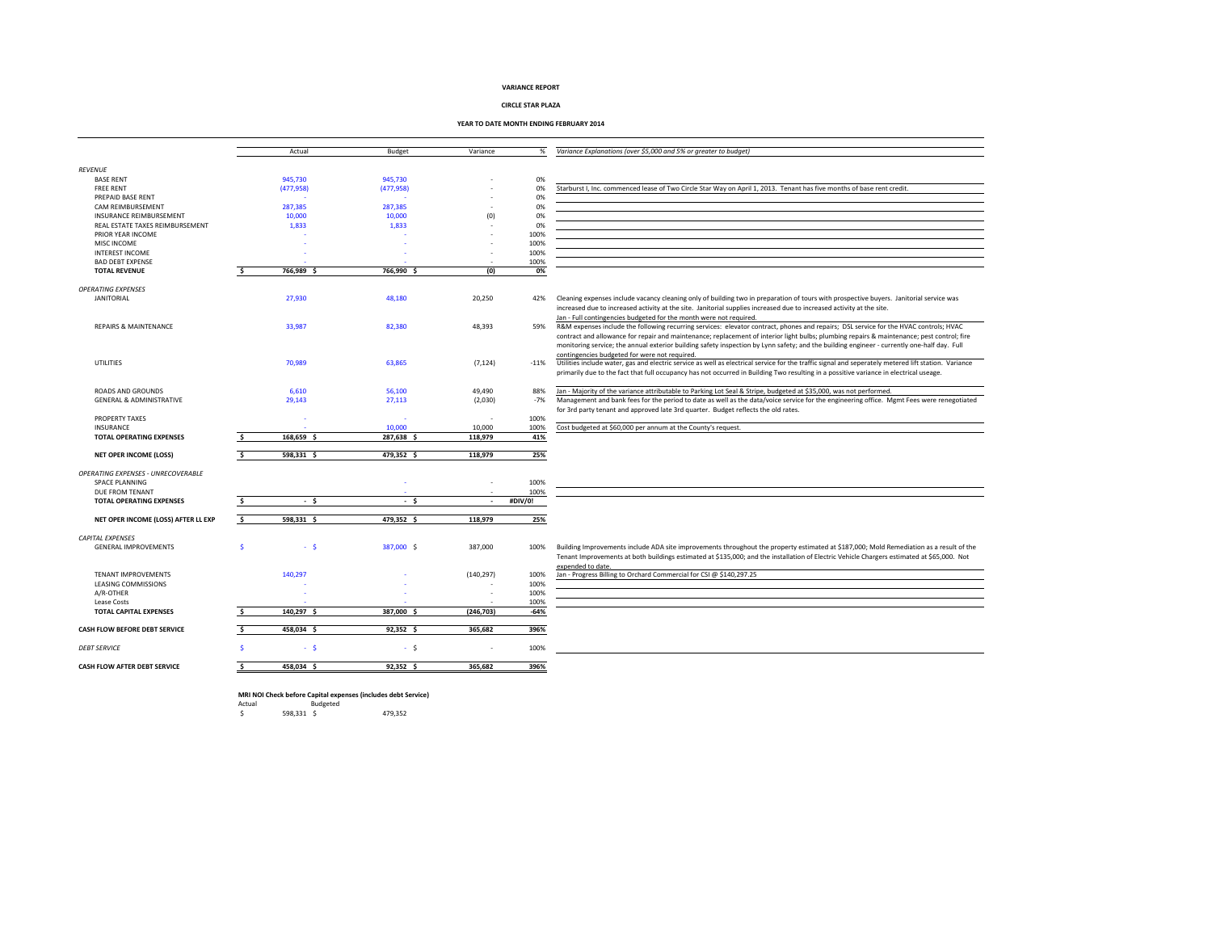**VARIANCE REPORT**

**CIRCLE STAR PLAZA**

**YEAR TO DATE MONTH ENDING FEBRUARY 2014**

| | Actual | Budget | Variance | % | *Variance Explanations (over $5,000 and 5% or greater to budget)* |
|---|---|---|---|---|---|
| *REVENUE* | | | | | |
| BASE RENT | 945,730 | 945,730 | - | 0% | |
| FREE RENT | (477,958) | (477,958) | - | 0% | Starburst I, Inc. commenced lease of Two Circle Star Way on April 1, 2013. Tenant has five months of base rent credit. |
| PREPAID BASE RENT | - | - | - | 0% | |
| CAM REIMBURSEMENT | 287,385 | 287,385 | - | 0% | |
| INSURANCE REIMBURSEMENT | 10,000 | 10,000 | (0) | 0% | |
| REAL ESTATE TAXES REIMBURSEMENT | 1,833 | 1,833 | - | 0% | |
| PRIOR YEAR INCOME | - | - | - | 100% | |
| MISC INCOME | - | - | - | 100% | |
| INTEREST INCOME | - | - | - | 100% | |
| BAD DEBT EXPENSE | - | - | - | 100% | |
| **TOTAL REVENUE** | **$ 766,989** | **$ 766,990** | **$ (0)** | **0%** | |
| *OPERATING EXPENSES* | | | | | |
| JANITORIAL | 27,930 | 48,180 | 20,250 | 42% | Cleaning expenses include vacancy cleaning only of building two in preparation of tours with prospective buyers. Janitorial service was increased due to increased activity at the site. Janitorial supplies increased due to increased activity at the site. Jan - Full contingencies budgeted for the month were not required. |
| REPAIRS & MAINTENANCE | 33,987 | 82,380 | 48,393 | 59% | R&M expenses include the following recurring services: elevator contract, phones and repairs; DSL service for the HVAC controls; HVAC contract and allowance for repair and maintenance; replacement of interior light bulbs; plumbing repairs & maintenance; pest control; fire monitoring service; the annual exterior building safety inspection by Lynn safety; and the building engineer - currently one-half day. Full contingencies budgeted for were not required. |
| UTILITIES | 70,989 | 63,865 | (7,124) | -11% | Utilities include water, gas and electric service as well as electrical service for the traffic signal and seperately metered lift station. Variance primarily due to the fact that full occupancy has not occurred in Building Two resulting in a possitive variance in electrical useage. |
| ROADS AND GROUNDS | 6,610 | 56,100 | 49,490 | 88% | Jan - Majority of the variance attributable to Parking Lot Seal & Stripe, budgeted at $35,000, was not performed. |
| GENERAL & ADMINISTRATIVE | 29,143 | 27,113 | (2,030) | -7% | Management and bank fees for the period to date as well as the data/voice service for the engineering office. Mgmt Fees were renegotiated for 3rd party tenant and approved late 3rd quarter. Budget reflects the old rates. |
| PROPERTY TAXES | - | - | - | 100% | |
| INSURANCE | - | 10,000 | 10,000 | 100% | Cost budgeted at $60,000 per annum at the County's request. |
| **TOTAL OPERATING EXPENSES** | **$ 168,659** | **$ 287,638** | **$ 118,979** | **41%** | |
| **NET OPER INCOME (LOSS)** | **$ 598,331** | **$ 479,352** | **$ 118,979** | **25%** | |
| *OPERATING EXPENSES - UNRECOVERABLE* | | | | | |
| SPACE PLANNING | | - | - | 100% | |
| DUE FROM TENANT | | - | - | 100% | |
| **TOTAL OPERATING EXPENSES** | **$ -** | **$ -** | **$ -** | **#DIV/0!** | |
| **NET OPER INCOME (LOSS) AFTER LL EXP** | **$ 598,331** | **$ 479,352** | **$ 118,979** | **25%** | |
| *CAPITAL EXPENSES* | | | | | |
| GENERAL IMPROVEMENTS | $ - | $ 387,000 | $ 387,000 | 100% | Building Improvements include ADA site improvements throughout the property estimated at $187,000; Mold Remediation as a result of the Tenant Improvements at both buildings estimated at $135,000; and the installation of Electric Vehicle Chargers estimated at $65,000. Not expended to date. |
| TENANT IMPROVEMENTS | 140,297 | - | (140,297) | 100% | Jan - Progress Billing to Orchard Commercial for CSI @ $140,297.25 |
| LEASING COMMISSIONS | - | - | - | 100% | |
| A/R-OTHER | - | - | - | 100% | |
| Lease Costs | - | - | - | 100% | |
| **TOTAL CAPITAL EXPENSES** | **$ 140,297** | **$ 387,000** | **$ (246,703)** | **-64%** | |
| **CASH FLOW BEFORE DEBT SERVICE** | **$ 458,034** | **$ 92,352** | **$ 365,682** | **396%** | |
| *DEBT SERVICE* | $ - | $ - | $ - | 100% | |
| **CASH FLOW AFTER DEBT SERVICE** | **$ 458,034** | **$ 92,352** | **$ 365,682** | **396%** | |

**MRI NOI Check before Capital expenses (includes debt Service)**

| Actual | Budgeted |
|---|---|
| $ 598,331 | $ 479,352 |